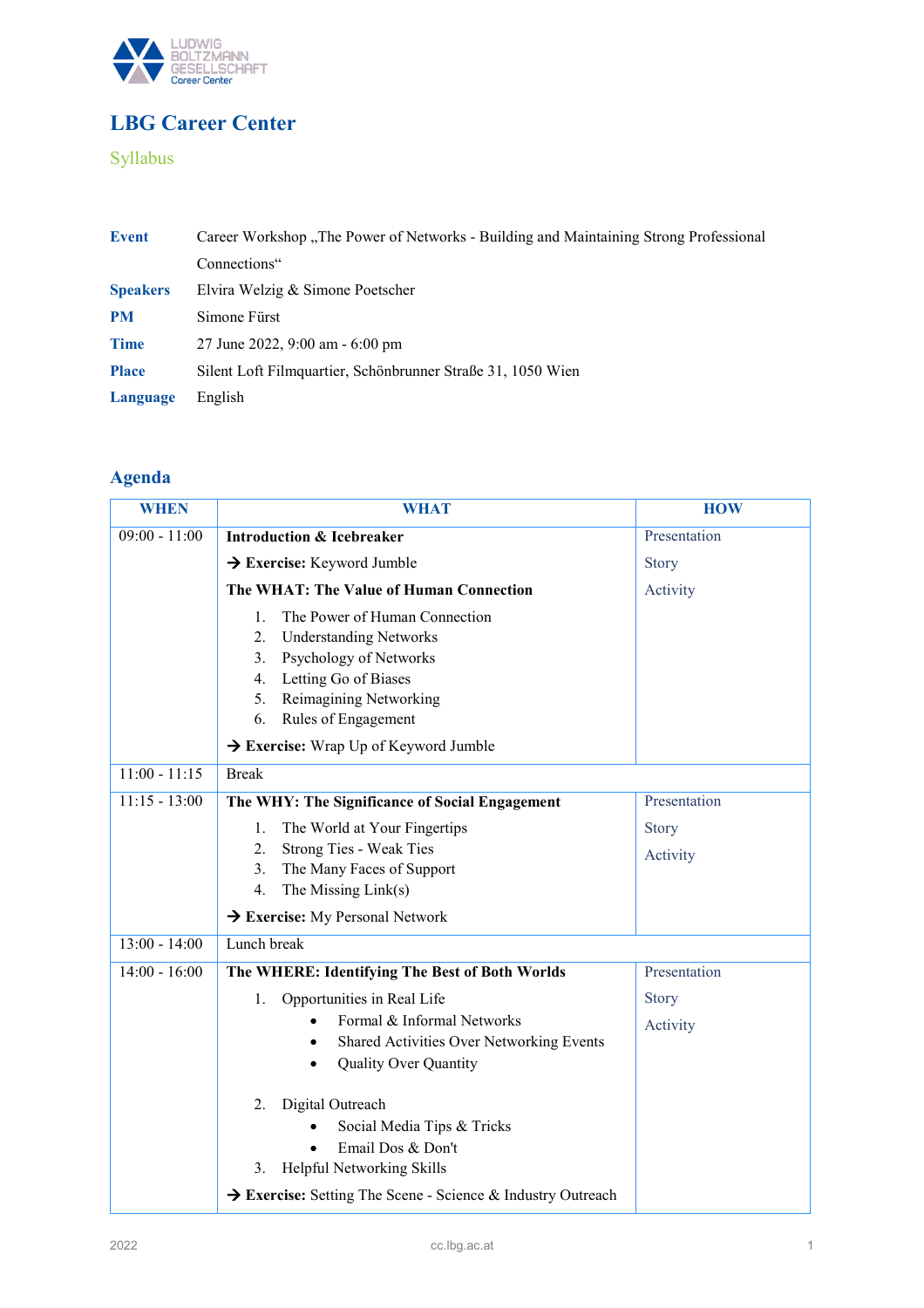# LBG Career Center

## Syllabus

| | |
|---|---|
| **Event** | Career Workshop „The Power of Networks - Building and Maintaining Strong Professional Connections“ |
| **Speakers** | Elvira Welzig & Simone Poetscher |
| **PM** | Simone Fürst |
| **Time** | 27 June 2022, 9:00 am - 6:00 pm |
| **Place** | Silent Loft Filmquartier, Schönbrunner Straße 31, 1050 Wien |
| **Language** | English |

## Agenda

| WHEN | WHAT | HOW |
|---|---|---|
| 09:00 - 11:00 | **Introduction & Icebreaker**<br>→ **Exercise:** Keyword Jumble<br>**The WHAT: The Value of Human Connection**<br>1. The Power of Human Connection<br>2. Understanding Networks<br>3. Psychology of Networks<br>4. Letting Go of Biases<br>5. Reimagining Networking<br>6. Rules of Engagement<br>→ **Exercise:** Wrap Up of Keyword Jumble | Presentation<br>Story<br>Activity |
| 11:00 - 11:15 | Break | |
| 11:15 - 13:00 | **The WHY: The Significance of Social Engagement**<br>1. The World at Your Fingertips<br>2. Strong Ties - Weak Ties<br>3. The Many Faces of Support<br>4. The Missing Link(s)<br>→ **Exercise:** My Personal Network | Presentation<br>Story<br>Activity |
| 13:00 - 14:00 | Lunch break | |
| 14:00 - 16:00 | **The WHERE: Identifying The Best of Both Worlds**<br>1. Opportunities in Real Life<br>• Formal & Informal Networks<br>• Shared Activities Over Networking Events<br>• Quality Over Quantity<br>2. Digital Outreach<br>• Social Media Tips & Tricks<br>• Email Dos & Don't<br>3. Helpful Networking Skills<br>→ **Exercise:** Setting The Scene - Science & Industry Outreach | Presentation<br>Story<br>Activity |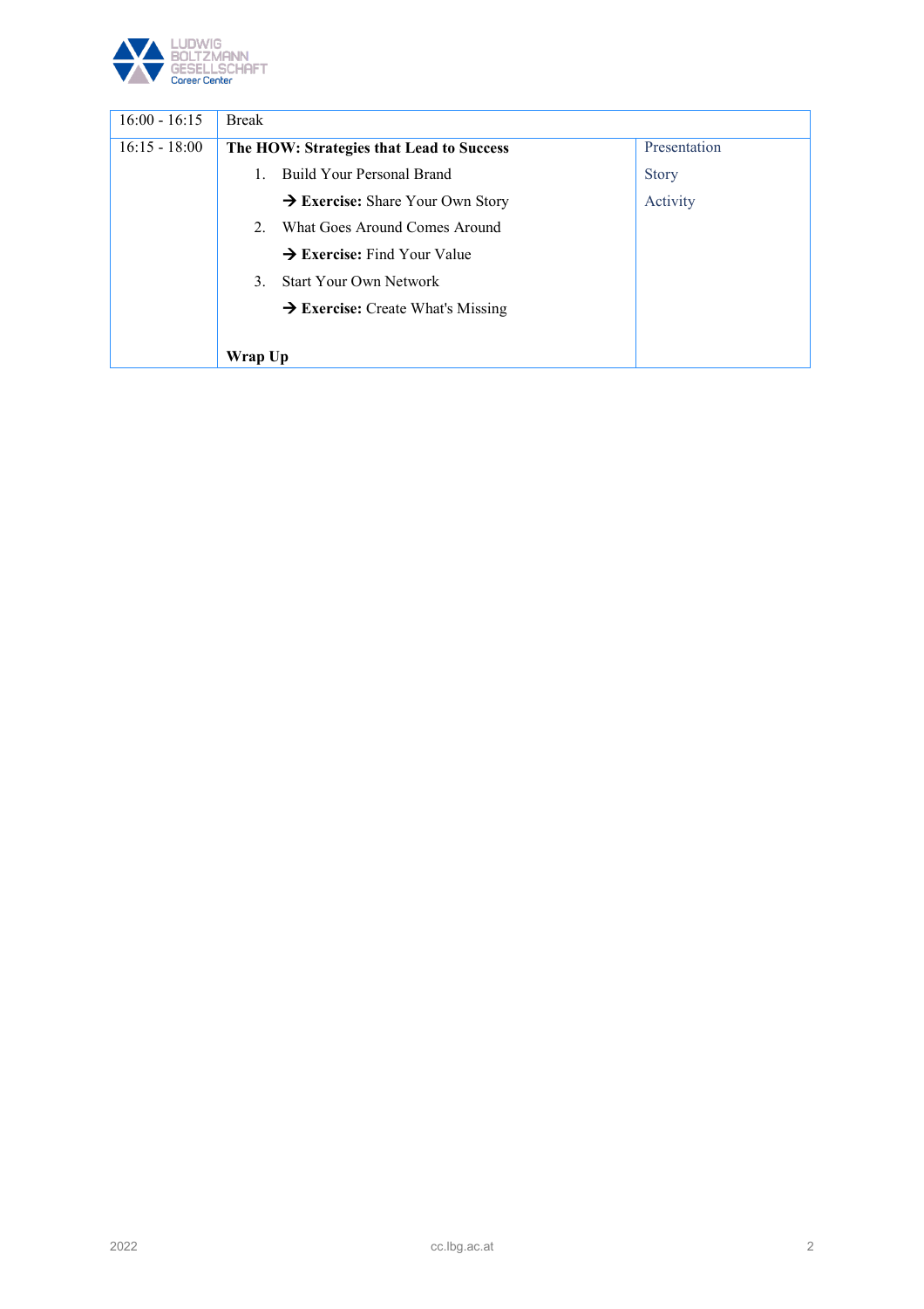| | | |
|---|---|---|
| 16:00 - 16:15 | Break | |
| 16:15 - 18:00 | **The HOW: Strategies that Lead to Success**<br>1. Build Your Personal Brand<br>→ **Exercise:** Share Your Own Story<br>2. What Goes Around Comes Around<br>→ **Exercise:** Find Your Value<br>3. Start Your Own Network<br>→ **Exercise:** Create What's Missing<br><br>**Wrap Up** | Presentation<br>Story<br>Activity |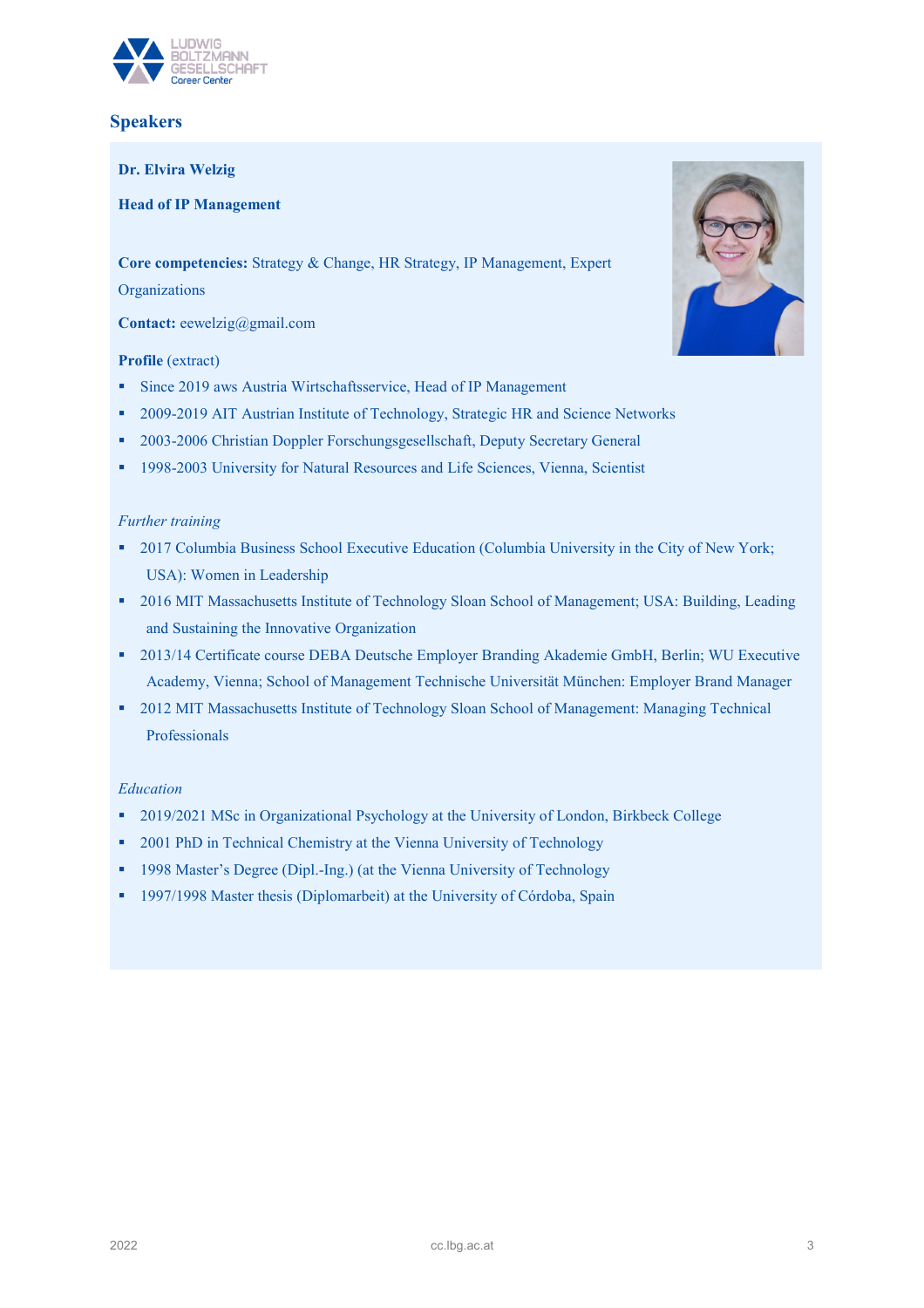## Speakers

**Dr. Elvira Welzig**

**Head of IP Management**

**Core competencies:** Strategy & Change, HR Strategy, IP Management, Expert Organizations

**Contact:** eewelzig@gmail.com

**Profile** (extract)

- Since 2019 aws Austria Wirtschaftsservice, Head of IP Management
- 2009-2019 AIT Austrian Institute of Technology, Strategic HR and Science Networks
- 2003-2006 Christian Doppler Forschungsgesellschaft, Deputy Secretary General
- 1998-2003 University for Natural Resources and Life Sciences, Vienna, Scientist

*Further training*

- 2017 Columbia Business School Executive Education (Columbia University in the City of New York; USA): Women in Leadership
- 2016 MIT Massachusetts Institute of Technology Sloan School of Management; USA: Building, Leading and Sustaining the Innovative Organization
- 2013/14 Certificate course DEBA Deutsche Employer Branding Akademie GmbH, Berlin; WU Executive Academy, Vienna; School of Management Technische Universität München: Employer Brand Manager
- 2012 MIT Massachusetts Institute of Technology Sloan School of Management: Managing Technical Professionals

*Education*

- 2019/2021 MSc in Organizational Psychology at the University of London, Birkbeck College
- 2001 PhD in Technical Chemistry at the Vienna University of Technology
- 1998 Master's Degree (Dipl.-Ing.) (at the Vienna University of Technology
- 1997/1998 Master thesis (Diplomarbeit) at the University of Córdoba, Spain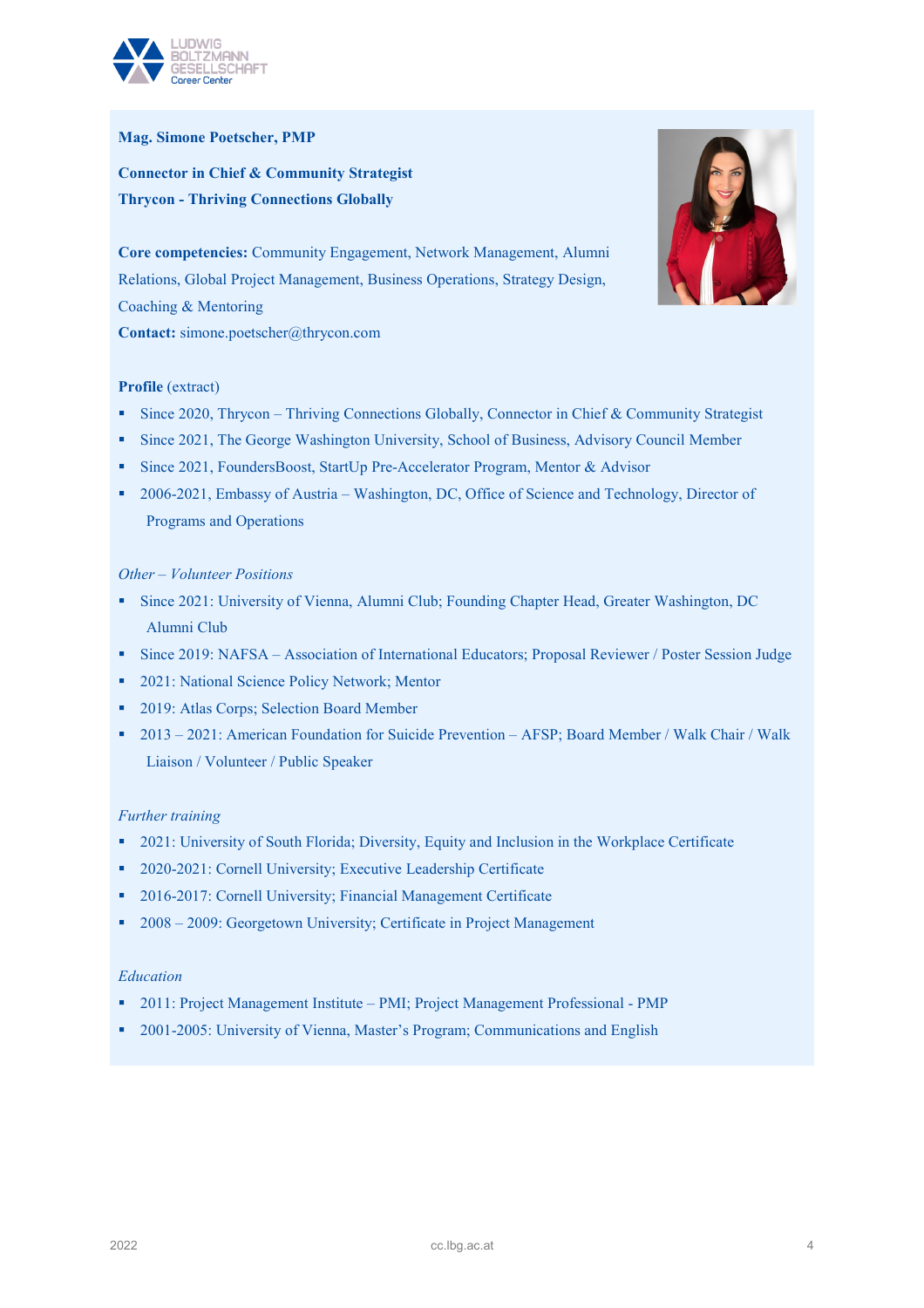**Mag. Simone Poetscher, PMP**

**Connector in Chief & Community Strategist**
**Thrycon - Thriving Connections Globally**

**Core competencies:** Community Engagement, Network Management, Alumni Relations, Global Project Management, Business Operations, Strategy Design, Coaching & Mentoring
**Contact:** simone.poetscher@thrycon.com

**Profile** (extract)

- Since 2020, Thrycon – Thriving Connections Globally, Connector in Chief & Community Strategist
- Since 2021, The George Washington University, School of Business, Advisory Council Member
- Since 2021, FoundersBoost, StartUp Pre-Accelerator Program, Mentor & Advisor
- 2006-2021, Embassy of Austria – Washington, DC, Office of Science and Technology, Director of Programs and Operations

*Other – Volunteer Positions*

- Since 2021: University of Vienna, Alumni Club; Founding Chapter Head, Greater Washington, DC Alumni Club
- Since 2019: NAFSA – Association of International Educators; Proposal Reviewer / Poster Session Judge
- 2021: National Science Policy Network; Mentor
- 2019: Atlas Corps; Selection Board Member
- 2013 – 2021: American Foundation for Suicide Prevention – AFSP; Board Member / Walk Chair / Walk Liaison / Volunteer / Public Speaker

*Further training*

- 2021: University of South Florida; Diversity, Equity and Inclusion in the Workplace Certificate
- 2020-2021: Cornell University; Executive Leadership Certificate
- 2016-2017: Cornell University; Financial Management Certificate
- 2008 – 2009: Georgetown University; Certificate in Project Management

*Education*

- 2011: Project Management Institute – PMI; Project Management Professional - PMP
- 2001-2005: University of Vienna, Master's Program; Communications and English